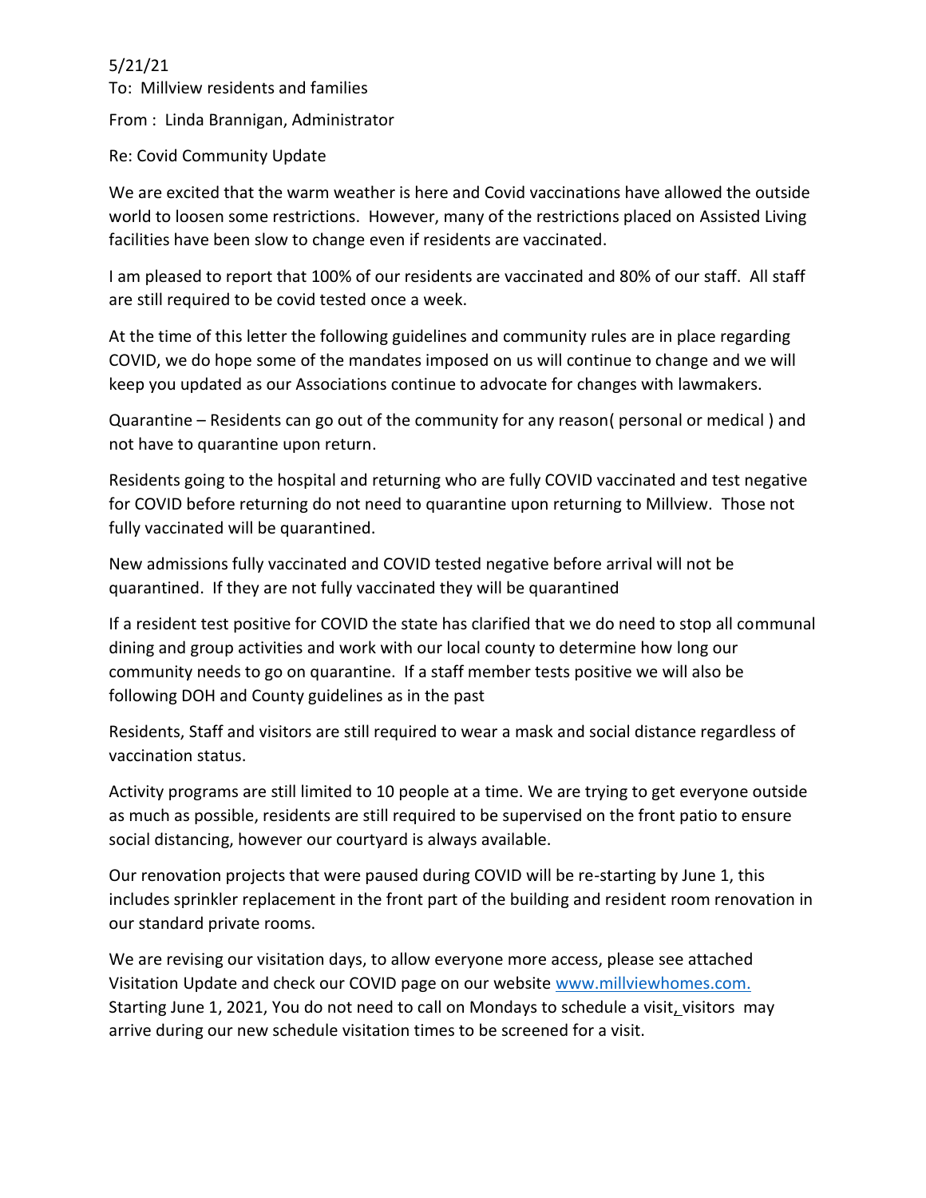5/21/21

To: Millview residents and families

From : Linda Brannigan, Administrator

Re: Covid Community Update

We are excited that the warm weather is here and Covid vaccinations have allowed the outside world to loosen some restrictions. However, many of the restrictions placed on Assisted Living facilities have been slow to change even if residents are vaccinated.

I am pleased to report that 100% of our residents are vaccinated and 80% of our staff. All staff are still required to be covid tested once a week.

At the time of this letter the following guidelines and community rules are in place regarding COVID, we do hope some of the mandates imposed on us will continue to change and we will keep you updated as our Associations continue to advocate for changes with lawmakers.

Quarantine – Residents can go out of the community for any reason( personal or medical ) and not have to quarantine upon return.

Residents going to the hospital and returning who are fully COVID vaccinated and test negative for COVID before returning do not need to quarantine upon returning to Millview. Those not fully vaccinated will be quarantined.

New admissions fully vaccinated and COVID tested negative before arrival will not be quarantined. If they are not fully vaccinated they will be quarantined

If a resident test positive for COVID the state has clarified that we do need to stop all communal dining and group activities and work with our local county to determine how long our community needs to go on quarantine. If a staff member tests positive we will also be following DOH and County guidelines as in the past

Residents, Staff and visitors are still required to wear a mask and social distance regardless of vaccination status.

Activity programs are still limited to 10 people at a time. We are trying to get everyone outside as much as possible, residents are still required to be supervised on the front patio to ensure social distancing, however our courtyard is always available.

Our renovation projects that were paused during COVID will be re-starting by June 1, this includes sprinkler replacement in the front part of the building and resident room renovation in our standard private rooms.

We are revising our visitation days, to allow everyone more access, please see attached Visitation Update and check our COVID page on our website www.millviewhomes.com. Starting June 1, 2021, You do not need to call on Mondays to schedule a visit, visitors may arrive during our new schedule visitation times to be screened for a visit.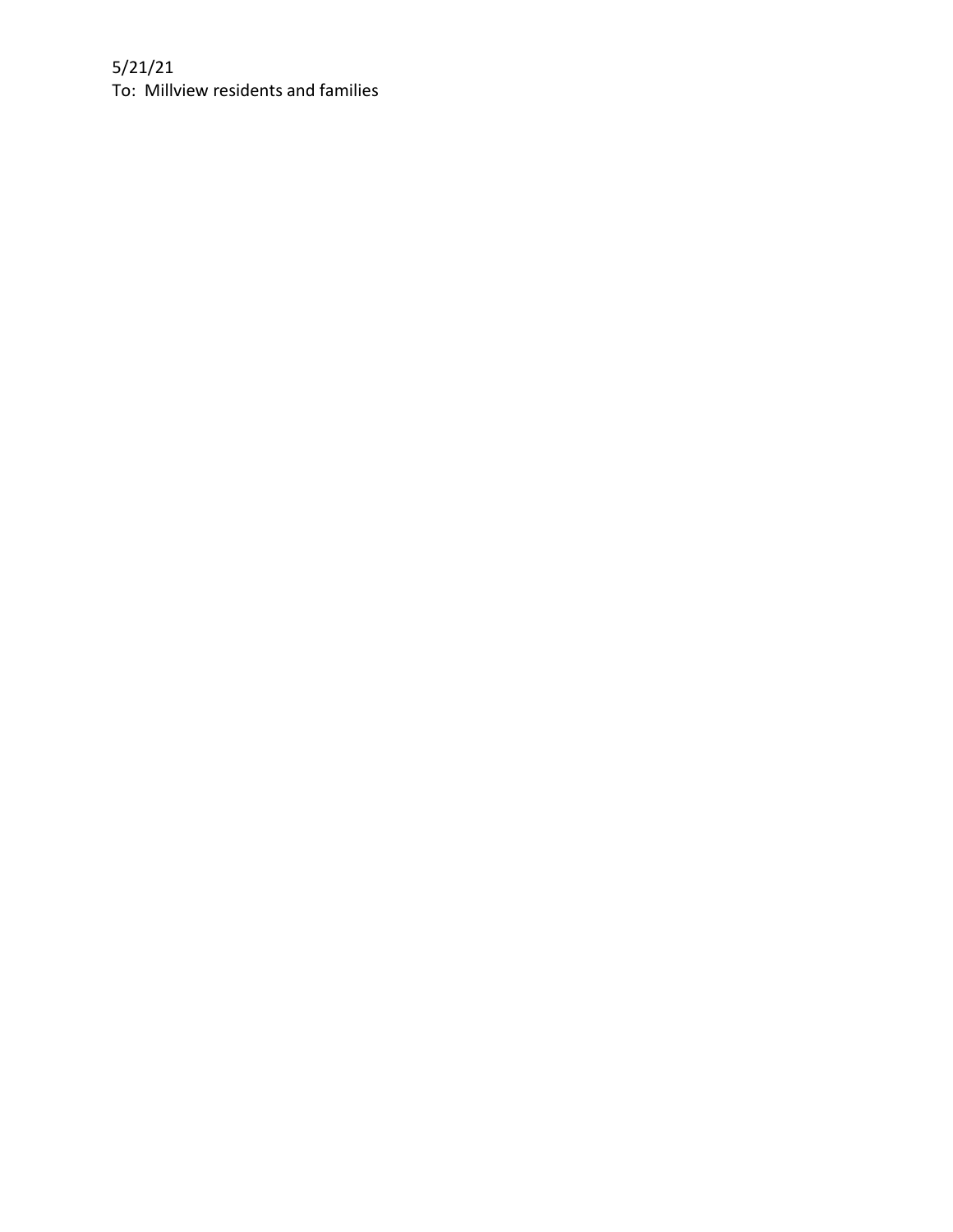5/21/21
To: Millview residents and families